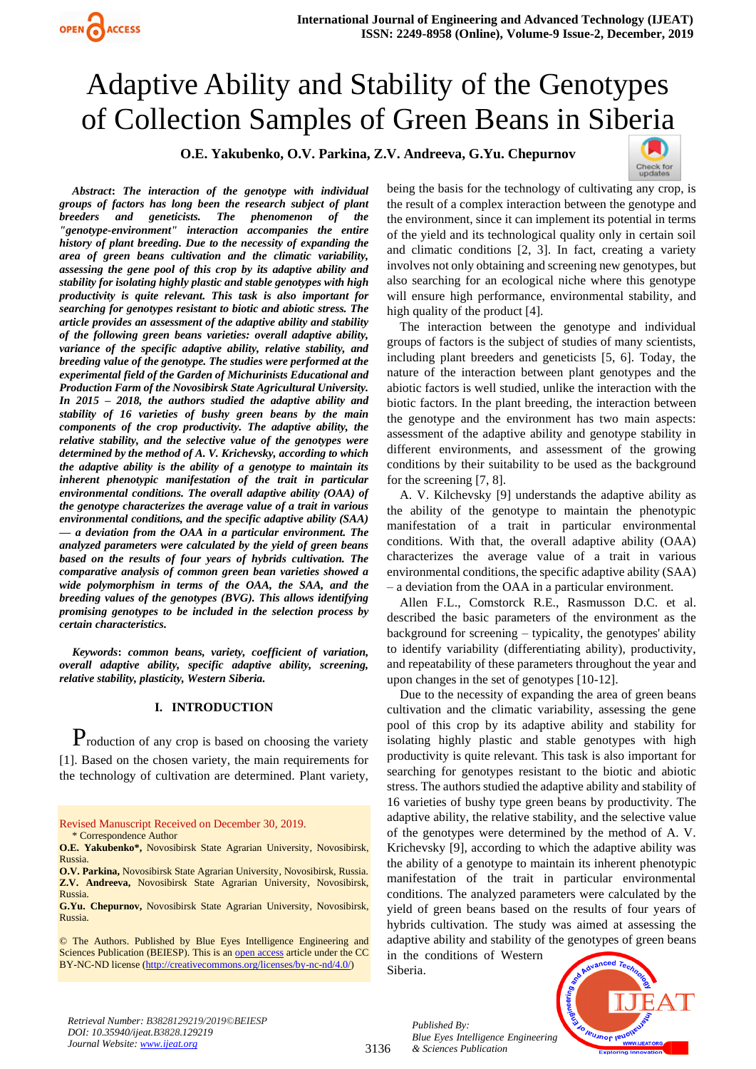# Adaptive Ability and Stability of the Genotypes of Collection Samples of Green Beans in Siberia

**O.E. Yakubenko, O.V. Parkina, Z.V. Andreeva, G.Yu. Chepurnov**

***Abstract*: *The interaction of the genotype with individual groups of factors has long been the research subject of plant breeders and geneticists. The phenomenon of the "genotype-environment" interaction accompanies the entire history of plant breeding. Due to the necessity of expanding the area of green beans cultivation and the climatic variability, assessing the gene pool of this crop by its adaptive ability and stability for isolating highly plastic and stable genotypes with high productivity is quite relevant. This task is also important for searching for genotypes resistant to biotic and abiotic stress. The article provides an assessment of the adaptive ability and stability of the following green beans varieties: overall adaptive ability, variance of the specific adaptive ability, relative stability, and breeding value of the genotype. The studies were performed at the experimental field of the Garden of Michurinists Educational and Production Farm of the Novosibirsk State Agricultural University. In 2015 – 2018, the authors studied the adaptive ability and stability of 16 varieties of bushy green beans by the main components of the crop productivity. The adaptive ability, the relative stability, and the selective value of the genotypes were determined by the method of A. V. Krichevsky, according to which the adaptive ability is the ability of a genotype to maintain its inherent phenotypic manifestation of the trait in particular environmental conditions. The overall adaptive ability (OAA) of the genotype characterizes the average value of a trait in various environmental conditions, and the specific adaptive ability (SAA) — a deviation from the OAA in a particular environment. The analyzed parameters were calculated by the yield of green beans based on the results of four years of hybrids cultivation. The comparative analysis of common green bean varieties showed a wide polymorphism in terms of the OAA, the SAA, and the breeding values of the genotypes (BVG). This allows identifying promising genotypes to be included in the selection process by certain characteristics.***

***Keywords*: *common beans, variety, coefficient of variation, overall adaptive ability, specific adaptive ability, screening, relative stability, plasticity, Western Siberia.***

## I. INTRODUCTION

Production of any crop is based on choosing the variety [1]. Based on the chosen variety, the main requirements for the technology of cultivation are determined. Plant variety, being the basis for the technology of cultivating any crop, is the result of a complex interaction between the genotype and the environment, since it can implement its potential in terms of the yield and its technological quality only in certain soil and climatic conditions [2, 3]. In fact, creating a variety involves not only obtaining and screening new genotypes, but also searching for an ecological niche where this genotype will ensure high performance, environmental stability, and high quality of the product [4].

The interaction between the genotype and individual groups of factors is the subject of studies of many scientists, including plant breeders and geneticists [5, 6]. Today, the nature of the interaction between plant genotypes and the abiotic factors is well studied, unlike the interaction with the biotic factors. In the plant breeding, the interaction between the genotype and the environment has two main aspects: assessment of the adaptive ability and genotype stability in different environments, and assessment of the growing conditions by their suitability to be used as the background for the screening [7, 8].

A. V. Kilchevsky [9] understands the adaptive ability as the ability of the genotype to maintain the phenotypic manifestation of a trait in particular environmental conditions. With that, the overall adaptive ability (OAA) characterizes the average value of a trait in various environmental conditions, the specific adaptive ability (SAA) – a deviation from the OAA in a particular environment.

Allen F.L., Comstorck R.E., Rasmusson D.C. et al. described the basic parameters of the environment as the background for screening – typicality, the genotypes' ability to identify variability (differentiating ability), productivity, and repeatability of these parameters throughout the year and upon changes in the set of genotypes [10-12].

Due to the necessity of expanding the area of green beans cultivation and the climatic variability, assessing the gene pool of this crop by its adaptive ability and stability for isolating highly plastic and stable genotypes with high productivity is quite relevant. This task is also important for searching for genotypes resistant to the biotic and abiotic stress. The authors studied the adaptive ability and stability of 16 varieties of bushy type green beans by productivity. The adaptive ability, the relative stability, and the selective value of the genotypes were determined by the method of A. V. Krichevsky [9], according to which the adaptive ability was the ability of a genotype to maintain its inherent phenotypic manifestation of the trait in particular environmental conditions. The analyzed parameters were calculated by the yield of green beans based on the results of four years of hybrids cultivation. The study was aimed at assessing the adaptive ability and stability of the genotypes of green beans in the conditions of Western Siberia.

Revised Manuscript Received on December 30, 2019.
\* Correspondence Author

**O.E. Yakubenko\*,** Novosibirsk State Agrarian University, Novosibirsk, Russia.

**O.V. Parkina,** Novosibirsk State Agrarian University, Novosibirsk, Russia.

**Z.V. Andreeva,** Novosibirsk State Agrarian University, Novosibirsk, Russia.

**G.Yu. Chepurnov,** Novosibirsk State Agrarian University, Novosibirsk, Russia.

© The Authors. Published by Blue Eyes Intelligence Engineering and Sciences Publication (BEIESP). This is an open access article under the CC BY-NC-ND license (http://creativecommons.org/licenses/by-nc-nd/4.0/)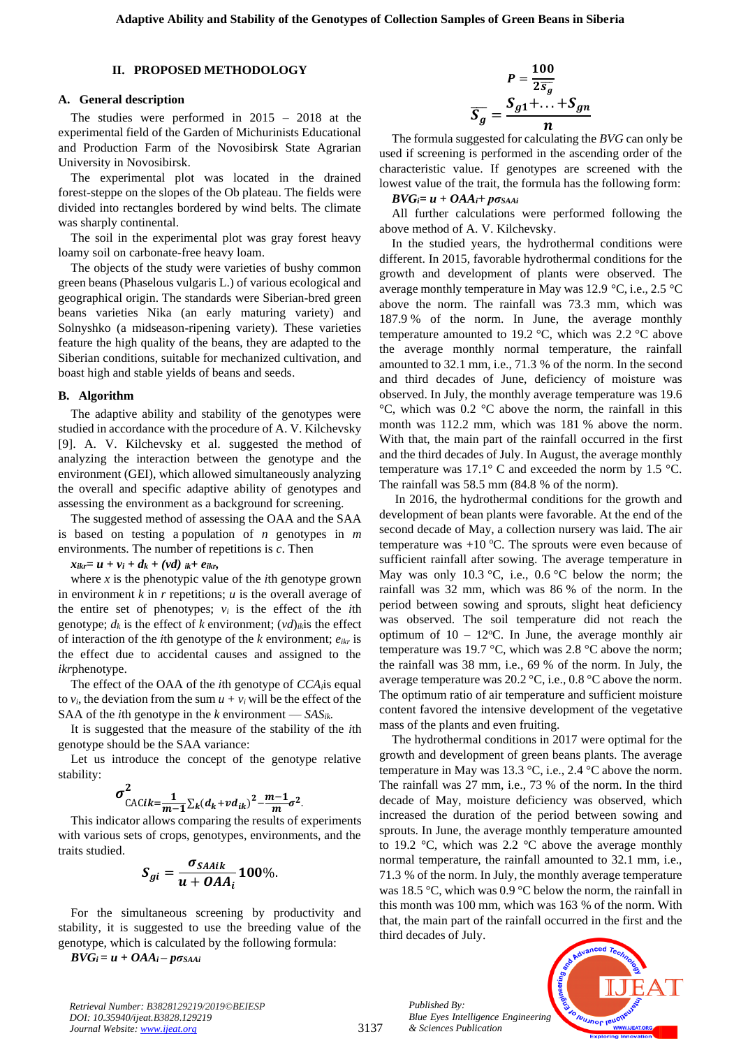## II. PROPOSED METHODOLOGY

### A. General description

The studies were performed in 2015 – 2018 at the experimental field of the Garden of Michurinists Educational and Production Farm of the Novosibirsk State Agrarian University in Novosibirsk.

The experimental plot was located in the drained forest-steppe on the slopes of the Ob plateau. The fields were divided into rectangles bordered by wind belts. The climate was sharply continental.

The soil in the experimental plot was gray forest heavy loamy soil on carbonate-free heavy loam.

The objects of the study were varieties of bushy common green beans (Phaselous vulgaris L.) of various ecological and geographical origin. The standards were Siberian-bred green beans varieties Nika (an early maturing variety) and Solnyshko (a midseason-ripening variety). These varieties feature the high quality of the beans, they are adapted to the Siberian conditions, suitable for mechanized cultivation, and boast high and stable yields of beans and seeds.

### B. Algorithm

The adaptive ability and stability of the genotypes were studied in accordance with the procedure of A. V. Kilchevsky [9]. A. V. Kilchevsky et al. suggested the method of analyzing the interaction between the genotype and the environment (GEI), which allowed simultaneously analyzing the overall and specific adaptive ability of genotypes and assessing the environment as a background for screening.

The suggested method of assessing the OAA and the SAA is based on testing a population of $n$ genotypes in $m$ environments. The number of repetitions is $c$. Then

$$x_{ikr} = u + v_i + d_k + (vd)_{ik} + e_{ikr},$$

where $x$ is the phenotypic value of the $i$th genotype grown in environment $k$ in $r$ repetitions; $u$ is the overall average of the entire set of phenotypes; $v_i$ is the effect of the $i$th genotype; $d_k$ is the effect of $k$ environment; $(vd)_{ik}$is the effect of interaction of the $i$th genotype of the $k$ environment; $e_{ikr}$ is the effect due to accidental causes and assigned to the $ikr$phenotype.

The effect of the OAA of the $i$th genotype of $CCA_i$is equal to $v_i$, the deviation from the sum $u + v_i$ will be the effect of the SAA of the $i$th genotype in the $k$ environment — $SAS_{ik}$.

It is suggested that the measure of the stability of the $i$th genotype should be the SAA variance:

Let us introduce the concept of the genotype relative stability:

$$\sigma^2_{\text{CAC}ik} = \frac{1}{m-1}\sum_k (d_k + vd_{ik})^2 - \frac{m-1}{m}\sigma^2.$$

This indicator allows comparing the results of experiments with various sets of crops, genotypes, environments, and the traits studied.

$$S_{gi} = \frac{\sigma_{SAAik}}{u + OAA_i} 100\%.$$

For the simultaneous screening by productivity and stability, it is suggested to use the breeding value of the genotype, which is calculated by the following formula:

$$BVG_i = u + OAA_i - p\sigma_{SAAi}$$

$$P = \frac{100}{2\overline{S_g}}$$

$$\overline{S_g} = \frac{S_{g1} + \ldots + S_{gn}}{n}$$

The formula suggested for calculating the *BVG* can only be used if screening is performed in the ascending order of the characteristic value. If genotypes are screened with the lowest value of the trait, the formula has the following form:

$$BVG_i = u + OAA_i + p\sigma_{SAAi}$$

All further calculations were performed following the above method of A. V. Kilchevsky.

In the studied years, the hydrothermal conditions were different. In 2015, favorable hydrothermal conditions for the growth and development of plants were observed. The average monthly temperature in May was 12.9 °C, i.e., 2.5 °C above the norm. The rainfall was 73.3 mm, which was 187.9 % of the norm. In June, the average monthly temperature amounted to 19.2 °C, which was 2.2 °C above the average monthly normal temperature, the rainfall amounted to 32.1 mm, i.e., 71.3 % of the norm. In the second and third decades of June, deficiency of moisture was observed. In July, the monthly average temperature was 19.6 °C, which was 0.2 °C above the norm, the rainfall in this month was 112.2 mm, which was 181 % above the norm. With that, the main part of the rainfall occurred in the first and the third decades of July. In August, the average monthly temperature was 17.1° C and exceeded the norm by 1.5 °C. The rainfall was 58.5 mm (84.8 % of the norm).

In 2016, the hydrothermal conditions for the growth and development of bean plants were favorable. At the end of the second decade of May, a collection nursery was laid. The air temperature was +10 ºC. The sprouts were even because of sufficient rainfall after sowing. The average temperature in May was only 10.3 °C, i.e., 0.6 °C below the norm; the rainfall was 32 mm, which was 86 % of the norm. In the period between sowing and sprouts, slight heat deficiency was observed. The soil temperature did not reach the optimum of 10 – 12ºC. In June, the average monthly air temperature was 19.7 °C, which was 2.8 °C above the norm; the rainfall was 38 mm, i.e., 69 % of the norm. In July, the average temperature was 20.2 °C, i.e., 0.8 °C above the norm. The optimum ratio of air temperature and sufficient moisture content favored the intensive development of the vegetative mass of the plants and even fruiting.

The hydrothermal conditions in 2017 were optimal for the growth and development of green beans plants. The average temperature in May was 13.3 °C, i.e., 2.4 °C above the norm. The rainfall was 27 mm, i.e., 73 % of the norm. In the third decade of May, moisture deficiency was observed, which increased the duration of the period between sowing and sprouts. In June, the average monthly temperature amounted to 19.2 °C, which was 2.2 °C above the average monthly normal temperature, the rainfall amounted to 32.1 mm, i.e., 71.3 % of the norm. In July, the monthly average temperature was 18.5 °C, which was 0.9 °C below the norm, the rainfall in this month was 100 mm, which was 163 % of the norm. With that, the main part of the rainfall occurred in the first and the third decades of July.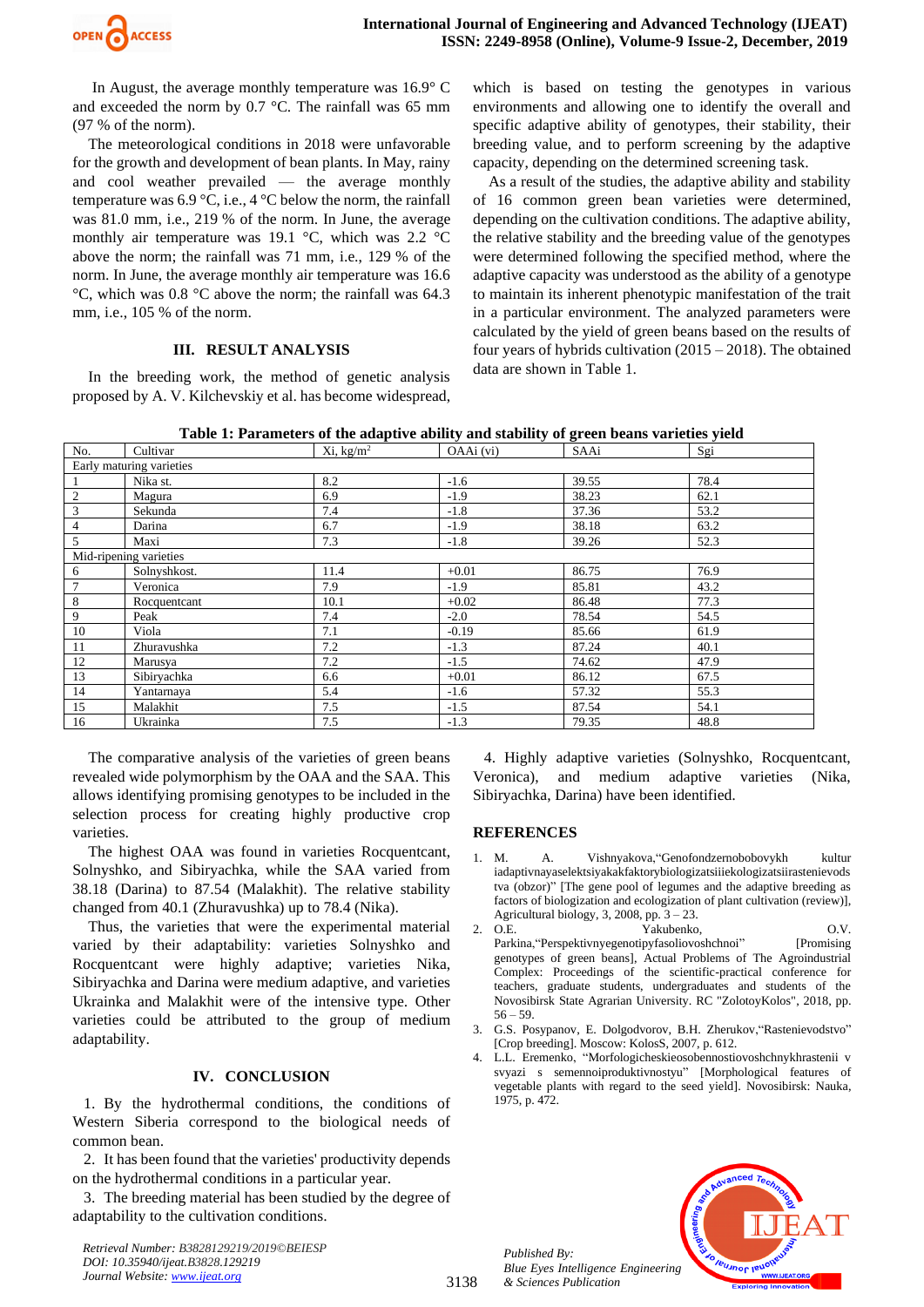In August, the average monthly temperature was 16.9° C and exceeded the norm by 0.7 °C. The rainfall was 65 mm (97 % of the norm).

The meteorological conditions in 2018 were unfavorable for the growth and development of bean plants. In May, rainy and cool weather prevailed — the average monthly temperature was 6.9 °C, i.e., 4 °C below the norm, the rainfall was 81.0 mm, i.e., 219 % of the norm. In June, the average monthly air temperature was 19.1 °C, which was 2.2 °C above the norm; the rainfall was 71 mm, i.e., 129 % of the norm. In June, the average monthly air temperature was 16.6 °C, which was 0.8 °C above the norm; the rainfall was 64.3 mm, i.e., 105 % of the norm.

## III. RESULT ANALYSIS

In the breeding work, the method of genetic analysis proposed by A. V. Kilchevskiy et al. has become widespread, which is based on testing the genotypes in various environments and allowing one to identify the overall and specific adaptive ability of genotypes, their stability, their breeding value, and to perform screening by the adaptive capacity, depending on the determined screening task.

As a result of the studies, the adaptive ability and stability of 16 common green bean varieties were determined, depending on the cultivation conditions. The adaptive ability, the relative stability and the breeding value of the genotypes were determined following the specified method, where the adaptive capacity was understood as the ability of a genotype to maintain its inherent phenotypic manifestation of the trait in a particular environment. The analyzed parameters were calculated by the yield of green beans based on the results of four years of hybrids cultivation (2015 – 2018). The obtained data are shown in Table 1.

**Table 1: Parameters of the adaptive ability and stability of green beans varieties yield**

| No. | Cultivar | Xi, kg/m$^2$ | OAAi (vi) | SAAi | Sgi |
|---|---|---|---|---|---|
| Early maturing varieties | | | | | |
| 1 | Nika st. | 8.2 | -1.6 | 39.55 | 78.4 |
| 2 | Magura | 6.9 | -1.9 | 38.23 | 62.1 |
| 3 | Sekunda | 7.4 | -1.8 | 37.36 | 53.2 |
| 4 | Darina | 6.7 | -1.9 | 38.18 | 63.2 |
| 5 | Maxi | 7.3 | -1.8 | 39.26 | 52.3 |
| Mid-ripening varieties | | | | | |
| 6 | Solnyshkost. | 11.4 | +0.01 | 86.75 | 76.9 |
| 7 | Veronica | 7.9 | -1.9 | 85.81 | 43.2 |
| 8 | Rocquentcant | 10.1 | +0.02 | 86.48 | 77.3 |
| 9 | Peak | 7.4 | -2.0 | 78.54 | 54.5 |
| 10 | Viola | 7.1 | -0.19 | 85.66 | 61.9 |
| 11 | Zhuravushka | 7.2 | -1.3 | 87.24 | 40.1 |
| 12 | Marusya | 7.2 | -1.5 | 74.62 | 47.9 |
| 13 | Sibiryachka | 6.6 | +0.01 | 86.12 | 67.5 |
| 14 | Yantarnaya | 5.4 | -1.6 | 57.32 | 55.3 |
| 15 | Malakhit | 7.5 | -1.5 | 87.54 | 54.1 |
| 16 | Ukrainka | 7.5 | -1.3 | 79.35 | 48.8 |

The comparative analysis of the varieties of green beans revealed wide polymorphism by the OAA and the SAA. This allows identifying promising genotypes to be included in the selection process for creating highly productive crop varieties.

The highest OAA was found in varieties Rocquentcant, Solnyshko, and Sibiryachka, while the SAA varied from 38.18 (Darina) to 87.54 (Malakhit). The relative stability changed from 40.1 (Zhuravushka) up to 78.4 (Nika).

Thus, the varieties that were the experimental material varied by their adaptability: varieties Solnyshko and Rocquentcant were highly adaptive; varieties Nika, Sibiryachka and Darina were medium adaptive, and varieties Ukrainka and Malakhit were of the intensive type. Other varieties could be attributed to the group of medium adaptability.

## IV. CONCLUSION

1. By the hydrothermal conditions, the conditions of Western Siberia correspond to the biological needs of common bean.

2. It has been found that the varieties' productivity depends on the hydrothermal conditions in a particular year.

3. The breeding material has been studied by the degree of adaptability to the cultivation conditions.

4. Highly adaptive varieties (Solnyshko, Rocquentcant, Veronica), and medium adaptive varieties (Nika, Sibiryachka, Darina) have been identified.

## REFERENCES

1. M. A. Vishnyakova,“Genofondzernobobovykh kultur iadaptivnayaselektsiyakakfaktorybiologizatsiiiekologizatsiirastenievodstva (obzor)” [The gene pool of legumes and the adaptive breeding as factors of biologization and ecologization of plant cultivation (review)], Agricultural biology, 3, 2008, pp. 3 – 23.
2. O.E. Yakubenko, O.V. Parkina,“Perspektivnyegenotipyfasoliovoshchnoi” [Promising genotypes of green beans], Actual Problems of The Agroindustrial Complex: Proceedings of the scientific-practical conference for teachers, graduate students, undergraduates and students of the Novosibirsk State Agrarian University. RC "ZolotoyKolos", 2018, pp. 56 – 59.
3. G.S. Posypanov, E. Dolgodvorov, B.H. Zherukov,“Rastenievodstvo” [Crop breeding]. Moscow: KolosS, 2007, p. 612.
4. L.L. Eremenko, “Morfologicheskieosobennostiovoshchnykhrastenii v svyazi s semennoiproduktivnostyu” [Morphological features of vegetable plants with regard to the seed yield]. Novosibirsk: Nauka, 1975, p. 472.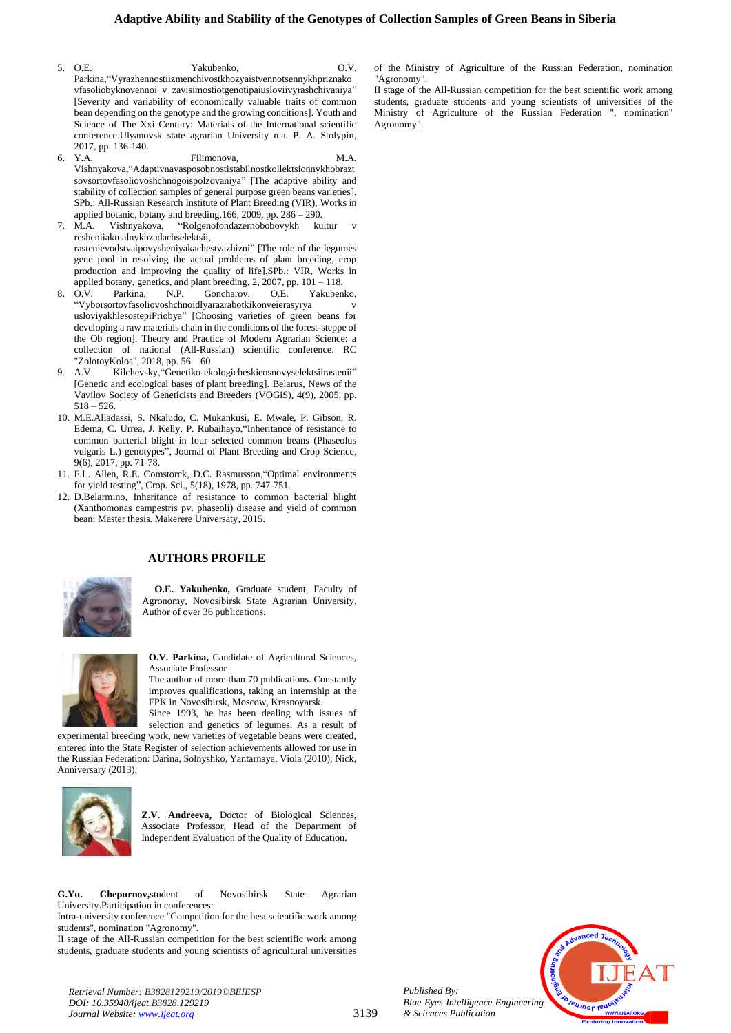5. O.E. Yakubenko, O.V. Parkina,"Vyrazhennostiizmenchivostkhozyaistvennotsennykhpriznako vfasoliobyknovennoi v zavisimostiotgenotipaiusloviivyrashchivaniya" [Severity and variability of economically valuable traits of common bean depending on the genotype and the growing conditions]. Youth and Science of The Xxi Century: Materials of the International scientific conference.Ulyanovsk state agrarian University n.a. P. A. Stolypin, 2017, pp. 136-140.
6. Y.A. Filimonova, M.A. Vishnyakova,"Adaptivnayasposobnostistabilnostkollektsionnykhobrazt sovsortovfasoliovoshchnogoispolzovaniya" [The adaptive ability and stability of collection samples of general purpose green beans varieties]. SPb.: All-Russian Research Institute of Plant Breeding (VIR), Works in applied botanic, botany and breeding,166, 2009, pp. 286 – 290.
7. M.A. Vishnyakova, "Rolgenofondazernobobovykh kultur v resheniiaktualnykhzadachselektsii, rastenievodstvaipovysheniyakachestvazhizni" [The role of the legumes gene pool in resolving the actual problems of plant breeding, crop production and improving the quality of life].SPb.: VIR, Works in applied botany, genetics, and plant breeding, 2, 2007, pp. 101 – 118.
8. O.V. Parkina, N.P. Goncharov, O.E. Yakubenko, "Vyborsortovfasoliovoshchnoidlyarazrabotkikonveierasyrya v usloviyakhlesostepiPriobya" [Choosing varieties of green beans for developing a raw materials chain in the conditions of the forest-steppe of the Ob region]. Theory and Practice of Modern Agrarian Science: a collection of national (All-Russian) scientific conference. RC "ZolotoyKolos", 2018, pp. 56 – 60.
9. A.V. Kilchevsky,"Genetiko-ekologicheskieosnovyselektsiirastenii" [Genetic and ecological bases of plant breeding]. Belarus, News of the Vavilov Society of Geneticists and Breeders (VOGiS), 4(9), 2005, pp. 518 – 526.
10. M.E.Alladassi, S. Nkaludo, C. Mukankusi, E. Mwale, P. Gibson, R. Edema, C. Urrea, J. Kelly, P. Rubaihayo,"Inheritance of resistance to common bacterial blight in four selected common beans (Phaseolus vulgaris L.) genotypes", Journal of Plant Breeding and Crop Science, 9(6), 2017, pp. 71-78.
11. F.L. Allen, R.E. Comstorck, D.C. Rasmusson,"Optimal environments for yield testing", Crop. Sci., 5(18), 1978, pp. 747-751.
12. D.Belarmino, Inheritance of resistance to common bacterial blight (Xanthomonas campestris pv. phaseoli) disease and yield of common bean: Master thesis. Makerere Universaty, 2015.

## AUTHORS PROFILE

**O.E. Yakubenko,** Graduate student, Faculty of Agronomy, Novosibirsk State Agrarian University. Author of over 36 publications.

**O.V. Parkina,** Candidate of Agricultural Sciences, Associate Professor
The author of more than 70 publications. Constantly improves qualifications, taking an internship at the FPK in Novosibirsk, Moscow, Krasnoyarsk.
Since 1993, he has been dealing with issues of selection and genetics of legumes. As a result of experimental breeding work, new varieties of vegetable beans were created, entered into the State Register of selection achievements allowed for use in the Russian Federation: Darina, Solnyshko, Yantarnaya, Viola (2010); Nick, Anniversary (2013).

**Z.V. Andreeva,** Doctor of Biological Sciences, Associate Professor, Head of the Department of Independent Evaluation of the Quality of Education.

**G.Yu. Chepurnov,**student of Novosibirsk State Agrarian University.Participation in conferences:
Intra-university conference "Competition for the best scientific work among students", nomination "Agronomy".
II stage of the All-Russian competition for the best scientific work among students, graduate students and young scientists of agricultural universities of the Ministry of Agriculture of the Russian Federation, nomination "Agronomy".
II stage of the All-Russian competition for the best scientific work among students, graduate students and young scientists of universities of the Ministry of Agriculture of the Russian Federation ", nomination" Agronomy".